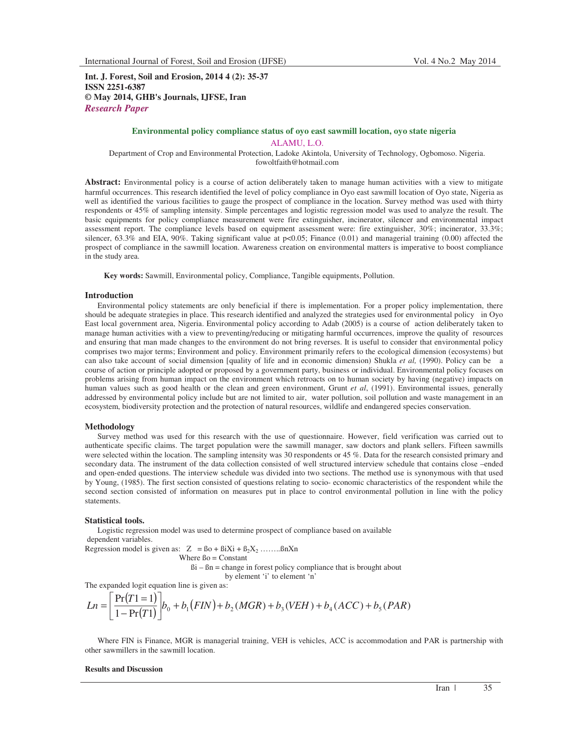**Int. J. Forest, Soil and Erosion, 2014 4 (2): 35-37**
**ISSN 2251-6387**
**© May 2014, GHB's Journals, IJFSE, Iran**
***Research Paper***

# Environmental policy compliance status of oyo east sawmill location, oyo state nigeria

ALAMU, L.O.

Department of Crop and Environmental Protection, Ladoke Akintola, University of Technology, Ogbomoso. Nigeria.
fowoltfaith@hotmail.com

**Abstract:** Environmental policy is a course of action deliberately taken to manage human activities with a view to mitigate harmful occurrences. This research identified the level of policy compliance in Oyo east sawmill location of Oyo state, Nigeria as well as identified the various facilities to gauge the prospect of compliance in the location. Survey method was used with thirty respondents or 45% of sampling intensity. Simple percentages and logistic regression model was used to analyze the result. The basic equipments for policy compliance measurement were fire extinguisher, incinerator, silencer and environmental impact assessment report. The compliance levels based on equipment assessment were: fire extinguisher, 30%; incinerator, 33.3%; silencer, 63.3% and EIA, 90%. Taking significant value at $p<0.05$; Finance (0.01) and managerial training (0.00) affected the prospect of compliance in the sawmill location. Awareness creation on environmental matters is imperative to boost compliance in the study area.

**Key words:** Sawmill, Environmental policy, Compliance, Tangible equipments, Pollution.

## Introduction

Environmental policy statements are only beneficial if there is implementation. For a proper policy implementation, there should be adequate strategies in place. This research identified and analyzed the strategies used for environmental policy in Oyo East local government area, Nigeria. Environmental policy according to Adab (2005) is a course of action deliberately taken to manage human activities with a view to preventing/reducing or mitigating harmful occurrences, improve the quality of resources and ensuring that man made changes to the environment do not bring reverses. It is useful to consider that environmental policy comprises two major terms; Environment and policy. Environment primarily refers to the ecological dimension (ecosystems) but can also take account of social dimension [quality of life and in economic dimension) Shukla *et al,* (1990). Policy can be a course of action or principle adopted or proposed by a government party, business or individual. Environmental policy focuses on problems arising from human impact on the environment which retroacts on to human society by having (negative) impacts on human values such as good health or the clean and green environment, Grunt *et al*, (1991). Environmental issues, generally addressed by environmental policy include but are not limited to air, water pollution, soil pollution and waste management in an ecosystem, biodiversity protection and the protection of natural resources, wildlife and endangered species conservation.

## Methodology

Survey method was used for this research with the use of questionnaire. However, field verification was carried out to authenticate specific claims. The target population were the sawmill manager, saw doctors and plank sellers. Fifteen sawmills were selected within the location. The sampling intensity was 30 respondents or 45 %. Data for the research consisted primary and secondary data. The instrument of the data collection consisted of well structured interview schedule that contains close –ended and open-ended questions. The interview schedule was divided into two sections. The method use is synonymous with that used by Young, (1985). The first section consisted of questions relating to socio- economic characteristics of the respondent while the second section consisted of information on measures put in place to control environmental pollution in line with the policy statements.

### Statistical tools.

Logistic regression model was used to determine prospect of compliance based on available dependent variables.

Regression model is given as: $Z = ßo + ßiXi + ß_2X_2 \ldots\ldots ßnXn$

Where ßo = Constant

ßi – ßn = change in forest policy compliance that is brought about by element 'i' to element 'n'

The expanded logit equation line is given as:

$$Ln = \left[\frac{\Pr(T1=1)}{1-\Pr(T1)}\right] b_0 + b_1(FIN) + b_2(MGR) + b_3(VEH) + b_4(ACC) + b_5(PAR)$$

Where FIN is Finance, MGR is managerial training, VEH is vehicles, ACC is accommodation and PAR is partnership with other sawmillers in the sawmill location.

**Results and Discussion**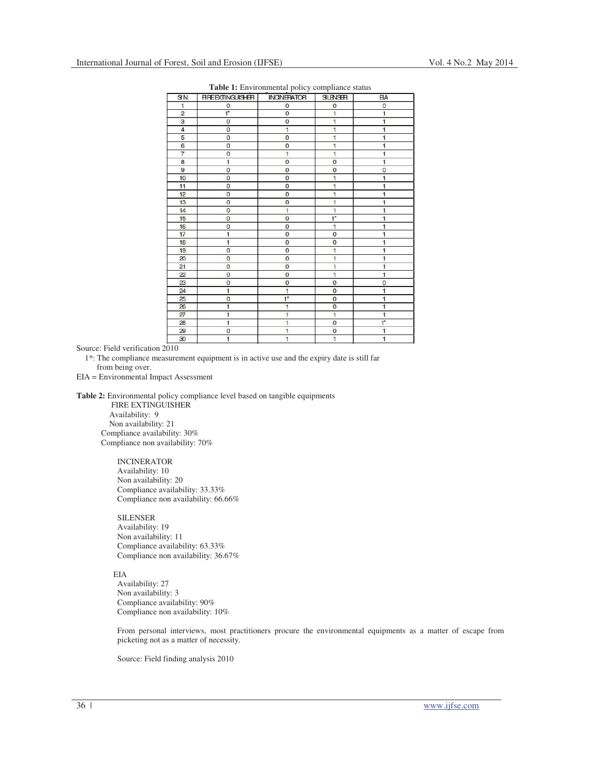**Table 1:** Environmental policy compliance status

| S/N | FIRE EXTINGUISHER | INCINERATOR | SILENSER | EIA |
|---|---|---|---|---|
| 1 | 0 | 0 | 0 | 0 |
| 2 | 1* | 0 | 1 | 1 |
| 3 | 0 | 0 | 1 | 1 |
| 4 | 0 | 1 | 1 | 1 |
| 5 | 0 | 0 | 1 | 1 |
| 6 | 0 | 0 | 1 | 1 |
| 7 | 0 | 1 | 1 | 1 |
| 8 | 1 | 0 | 0 | 1 |
| 9 | 0 | 0 | 0 | 0 |
| 10 | 0 | 0 | 1 | 1 |
| 11 | 0 | 0 | 1 | 1 |
| 12 | 0 | 0 | 1 | 1 |
| 13 | 0 | 0 | 1 | 1 |
| 14 | 0 | 1 | 1 | 1 |
| 15 | 0 | 0 | 1* | 1 |
| 16 | 0 | 0 | 1 | 1 |
| 17 | 1 | 0 | 0 | 1 |
| 18 | 1 | 0 | 0 | 1 |
| 19 | 0 | 0 | 1 | 1 |
| 20 | 0 | 0 | 1 | 1 |
| 21 | 0 | 0 | 1 | 1 |
| 22 | 0 | 0 | 1 | 1 |
| 23 | 0 | 0 | 0 | 0 |
| 24 | 1 | 1 | 0 | 1 |
| 25 | 0 | 1* | 0 | 1 |
| 26 | 1 | 1 | 0 | 1 |
| 27 | 1 | 1 | 1 | 1 |
| 28 | 1 | 1 | 0 | 1* |
| 29 | 0 | 1 | 0 | 1 |
| 30 | 1 | 1 | 1 | 1 |

Source: Field verification 2010

1*: The compliance measurement equipment is in active use and the expiry date is still far from being over.

EIA = Environmental Impact Assessment

**Table 2:** Environmental policy compliance level based on tangible equipments

FIRE EXTINGUISHER
Availability: 9
Non availability: 21
Compliance availability: 30%
Compliance non availability: 70%

INCINERATOR
Availability: 10
Non availability: 20
Compliance availability: 33.33%
Compliance non availability: 66.66%

SILENSER
Availability: 19
Non availability: 11
Compliance availability: 63.33%
Compliance non availability: 36.67%

EIA
Availability: 27
Non availability: 3
Compliance availability: 90%
Compliance non availability: 10%

From personal interviews, most practitioners procure the environmental equipments as a matter of escape from picketing not as a matter of necessity.

Source: Field finding analysis 2010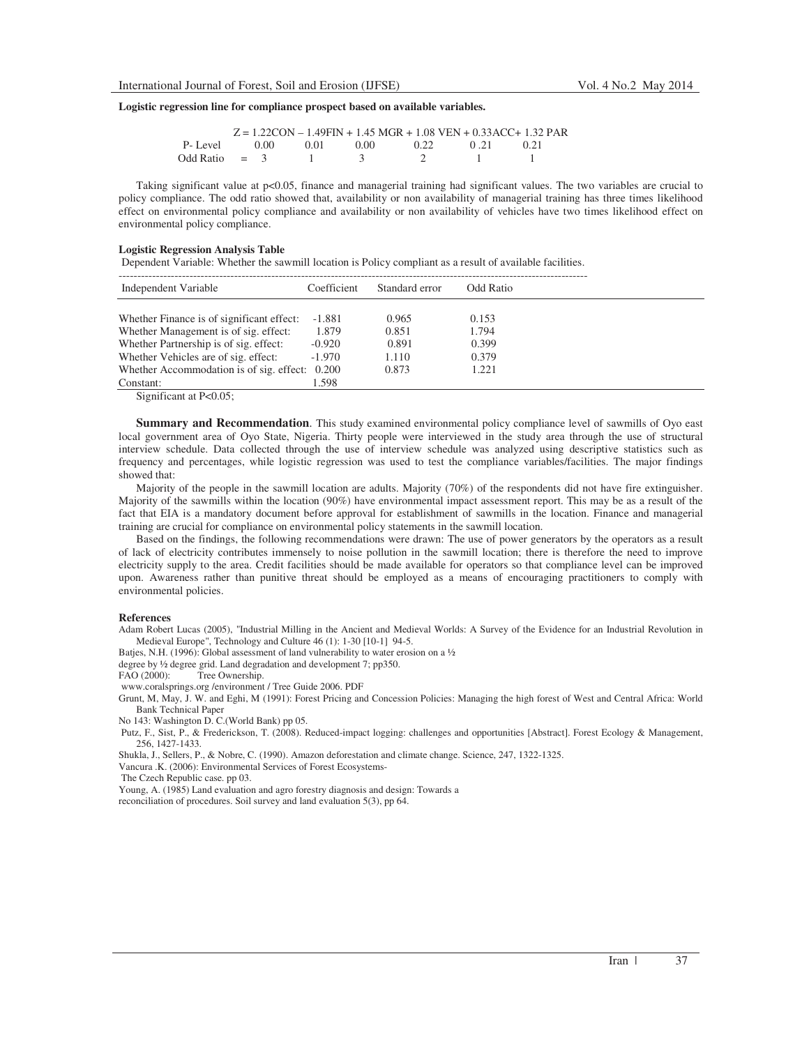**Logistic regression line for compliance prospect based on available variables.**

$$Z = 1.22CON - 1.49FIN + 1.45\ MGR + 1.08\ VEN + 0.33ACC + 1.32\ PAR$$

| | CON | FIN | MGR | VEN | ACC | PAR |
|---|---|---|---|---|---|---|
| P- Level | 0.00 | 0.01 | 0.00 | 0.22 | 0 .21 | 0.21 |
| Odd Ratio = | 3 | 1 | 3 | 2 | 1 | 1 |

Taking significant value at $p<0.05$, finance and managerial training had significant values. The two variables are crucial to policy compliance. The odd ratio showed that, availability or non availability of managerial training has three times likelihood effect on environmental policy compliance and availability or non availability of vehicles have two times likelihood effect on environmental policy compliance.

**Logistic Regression Analysis Table**

Dependent Variable: Whether the sawmill location is Policy compliant as a result of available facilities.

| Independent Variable | Coefficient | Standard error | Odd Ratio |
|---|---|---|---|
| Whether Finance is of significant effect: | -1.881 | 0.965 | 0.153 |
| Whether Management is of sig. effect: | 1.879 | 0.851 | 1.794 |
| Whether Partnership is of sig. effect: | -0.920 | 0.891 | 0.399 |
| Whether Vehicles are of sig. effect: | -1.970 | 1.110 | 0.379 |
| Whether Accommodation is of sig. effect: | 0.200 | 0.873 | 1.221 |
| Constant: | 1.598 | | |

Significant at $P<0.05$;

**Summary and Recommendation**. This study examined environmental policy compliance level of sawmills of Oyo east local government area of Oyo State, Nigeria. Thirty people were interviewed in the study area through the use of structural interview schedule. Data collected through the use of interview schedule was analyzed using descriptive statistics such as frequency and percentages, while logistic regression was used to test the compliance variables/facilities. The major findings showed that:

Majority of the people in the sawmill location are adults. Majority (70%) of the respondents did not have fire extinguisher. Majority of the sawmills within the location (90%) have environmental impact assessment report. This may be as a result of the fact that EIA is a mandatory document before approval for establishment of sawmills in the location. Finance and managerial training are crucial for compliance on environmental policy statements in the sawmill location.

Based on the findings, the following recommendations were drawn: The use of power generators by the operators as a result of lack of electricity contributes immensely to noise pollution in the sawmill location; there is therefore the need to improve electricity supply to the area. Credit facilities should be made available for operators so that compliance level can be improved upon. Awareness rather than punitive threat should be employed as a means of encouraging practitioners to comply with environmental policies.

## References

Adam Robert Lucas (2005), "Industrial Milling in the Ancient and Medieval Worlds: A Survey of the Evidence for an Industrial Revolution in Medieval Europe", Technology and Culture 46 (1): 1-30 [10-1] 94-5.

Batjes, N.H. (1996): Global assessment of land vulnerability to water erosion on a ½ degree by ½ degree grid. Land degradation and development 7; pp350.

FAO (2000): Tree Ownership.

www.coralsprings.org /environment / Tree Guide 2006. PDF

Grunt, M, May, J. W. and Eghi, M (1991): Forest Pricing and Concession Policies: Managing the high forest of West and Central Africa: World Bank Technical Paper No 143: Washington D. C.(World Bank) pp 05.

Putz, F., Sist, P., & Frederickson, T. (2008). Reduced-impact logging: challenges and opportunities [Abstract]. Forest Ecology & Management, 256, 1427-1433.

Shukla, J., Sellers, P., & Nobre, C. (1990). Amazon deforestation and climate change. Science, 247, 1322-1325.

Vancura .K. (2006): Environmental Services of Forest Ecosystems- The Czech Republic case. pp 03.

Young, A. (1985) Land evaluation and agro forestry diagnosis and design: Towards a reconciliation of procedures. Soil survey and land evaluation 5(3), pp 64.